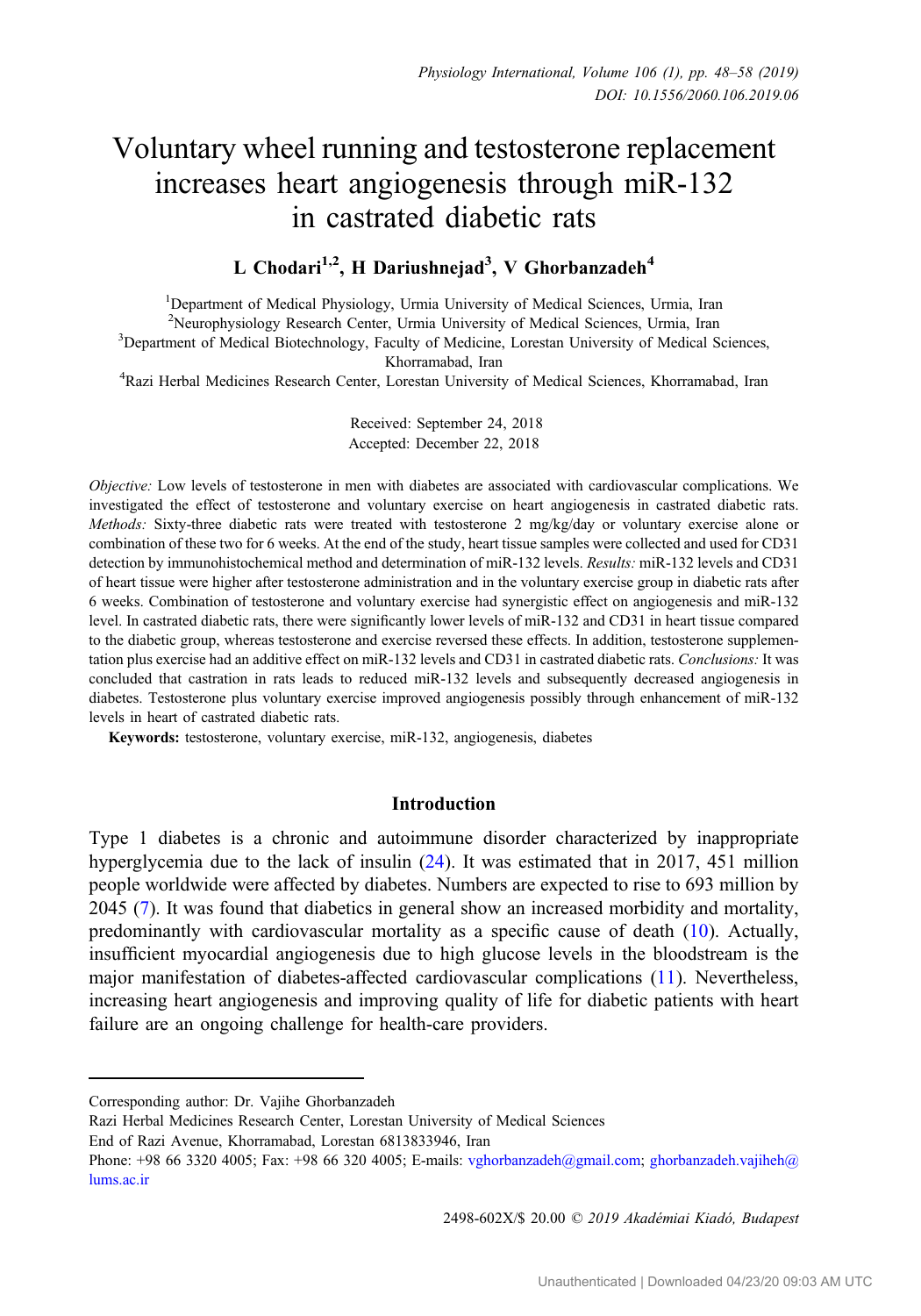# Voluntary wheel running and testosterone replacement increases heart angiogenesis through miR-132 in castrated diabetic rats

**L Chodari[1,2], H Dariushnejad[3], V Ghorbanzadeh[4]**

[1]Department of Medical Physiology, Urmia University of Medical Sciences, Urmia, Iran
[2]Neurophysiology Research Center, Urmia University of Medical Sciences, Urmia, Iran
[3]Department of Medical Biotechnology, Faculty of Medicine, Lorestan University of Medical Sciences, Khorramabad, Iran
[4]Razi Herbal Medicines Research Center, Lorestan University of Medical Sciences, Khorramabad, Iran

Received: September 24, 2018
Accepted: December 22, 2018

*Objective:* Low levels of testosterone in men with diabetes are associated with cardiovascular complications. We investigated the effect of testosterone and voluntary exercise on heart angiogenesis in castrated diabetic rats. *Methods:* Sixty-three diabetic rats were treated with testosterone 2 mg/kg/day or voluntary exercise alone or combination of these two for 6 weeks. At the end of the study, heart tissue samples were collected and used for CD31 detection by immunohistochemical method and determination of miR-132 levels. *Results:* miR-132 levels and CD31 of heart tissue were higher after testosterone administration and in the voluntary exercise group in diabetic rats after 6 weeks. Combination of testosterone and voluntary exercise had synergistic effect on angiogenesis and miR-132 level. In castrated diabetic rats, there were significantly lower levels of miR-132 and CD31 in heart tissue compared to the diabetic group, whereas testosterone and exercise reversed these effects. In addition, testosterone supplementation plus exercise had an additive effect on miR-132 levels and CD31 in castrated diabetic rats. *Conclusions:* It was concluded that castration in rats leads to reduced miR-132 levels and subsequently decreased angiogenesis in diabetes. Testosterone plus voluntary exercise improved angiogenesis possibly through enhancement of miR-132 levels in heart of castrated diabetic rats.

**Keywords:** testosterone, voluntary exercise, miR-132, angiogenesis, diabetes

## Introduction

Type 1 diabetes is a chronic and autoimmune disorder characterized by inappropriate hyperglycemia due to the lack of insulin (24). It was estimated that in 2017, 451 million people worldwide were affected by diabetes. Numbers are expected to rise to 693 million by 2045 (7). It was found that diabetics in general show an increased morbidity and mortality, predominantly with cardiovascular mortality as a specific cause of death (10). Actually, insufficient myocardial angiogenesis due to high glucose levels in the bloodstream is the major manifestation of diabetes-affected cardiovascular complications (11). Nevertheless, increasing heart angiogenesis and improving quality of life for diabetic patients with heart failure are an ongoing challenge for health-care providers.

Corresponding author: Dr. Vajihe Ghorbanzadeh
Razi Herbal Medicines Research Center, Lorestan University of Medical Sciences
End of Razi Avenue, Khorramabad, Lorestan 6813833946, Iran
Phone: +98 66 3320 4005; Fax: +98 66 320 4005; E-mails: vghorbanzadeh@gmail.com; ghorbanzadeh.vajiheh@lums.ac.ir

2498-602X/$ 20.00 © 2019 Akadémiai Kiadó, Budapest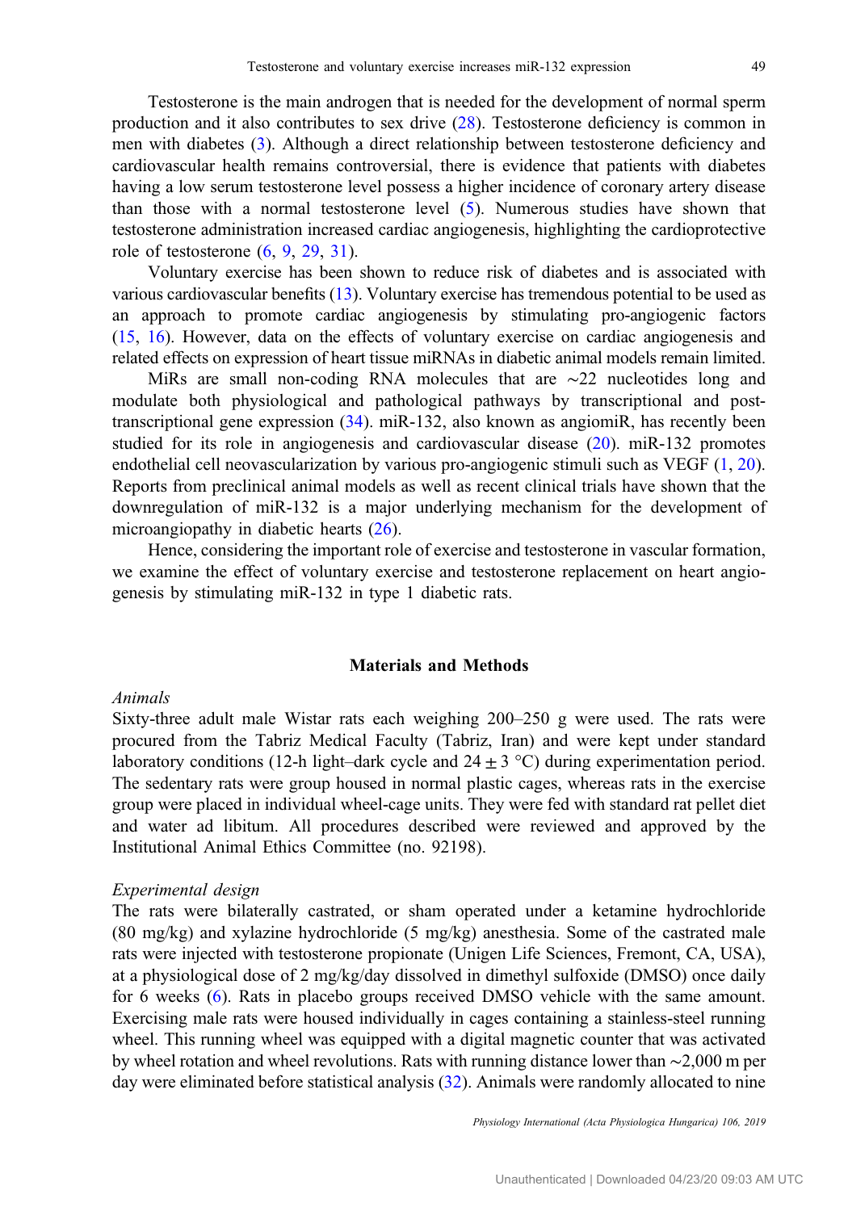Testosterone is the main androgen that is needed for the development of normal sperm production and it also contributes to sex drive (28). Testosterone deficiency is common in men with diabetes (3). Although a direct relationship between testosterone deficiency and cardiovascular health remains controversial, there is evidence that patients with diabetes having a low serum testosterone level possess a higher incidence of coronary artery disease than those with a normal testosterone level (5). Numerous studies have shown that testosterone administration increased cardiac angiogenesis, highlighting the cardioprotective role of testosterone (6, 9, 29, 31).

Voluntary exercise has been shown to reduce risk of diabetes and is associated with various cardiovascular benefits (13). Voluntary exercise has tremendous potential to be used as an approach to promote cardiac angiogenesis by stimulating pro-angiogenic factors (15, 16). However, data on the effects of voluntary exercise on cardiac angiogenesis and related effects on expression of heart tissue miRNAs in diabetic animal models remain limited.

MiRs are small non-coding RNA molecules that are ∼22 nucleotides long and modulate both physiological and pathological pathways by transcriptional and post-transcriptional gene expression (34). miR-132, also known as angiomiR, has recently been studied for its role in angiogenesis and cardiovascular disease (20). miR-132 promotes endothelial cell neovascularization by various pro-angiogenic stimuli such as VEGF (1, 20). Reports from preclinical animal models as well as recent clinical trials have shown that the downregulation of miR-132 is a major underlying mechanism for the development of microangiopathy in diabetic hearts (26).

Hence, considering the important role of exercise and testosterone in vascular formation, we examine the effect of voluntary exercise and testosterone replacement on heart angiogenesis by stimulating miR-132 in type 1 diabetic rats.

## Materials and Methods

### *Animals*

Sixty-three adult male Wistar rats each weighing 200–250 g were used. The rats were procured from the Tabriz Medical Faculty (Tabriz, Iran) and were kept under standard laboratory conditions (12-h light–dark cycle and $24 \pm 3$ °C) during experimentation period. The sedentary rats were group housed in normal plastic cages, whereas rats in the exercise group were placed in individual wheel-cage units. They were fed with standard rat pellet diet and water ad libitum. All procedures described were reviewed and approved by the Institutional Animal Ethics Committee (no. 92198).

### *Experimental design*

The rats were bilaterally castrated, or sham operated under a ketamine hydrochloride (80 mg/kg) and xylazine hydrochloride (5 mg/kg) anesthesia. Some of the castrated male rats were injected with testosterone propionate (Unigen Life Sciences, Fremont, CA, USA), at a physiological dose of 2 mg/kg/day dissolved in dimethyl sulfoxide (DMSO) once daily for 6 weeks (6). Rats in placebo groups received DMSO vehicle with the same amount. Exercising male rats were housed individually in cages containing a stainless-steel running wheel. This running wheel was equipped with a digital magnetic counter that was activated by wheel rotation and wheel revolutions. Rats with running distance lower than ∼2,000 m per day were eliminated before statistical analysis (32). Animals were randomly allocated to nine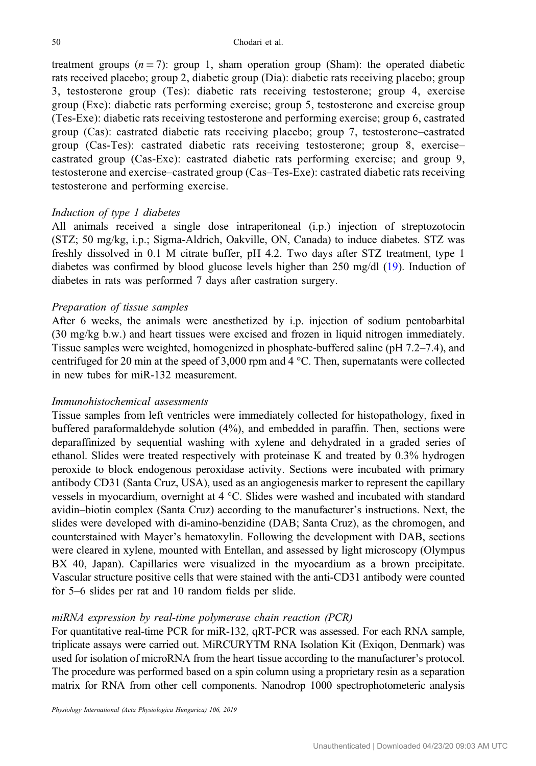treatment groups ($n = 7$): group 1, sham operation group (Sham): the operated diabetic rats received placebo; group 2, diabetic group (Dia): diabetic rats receiving placebo; group 3, testosterone group (Tes): diabetic rats receiving testosterone; group 4, exercise group (Exe): diabetic rats performing exercise; group 5, testosterone and exercise group (Tes-Exe): diabetic rats receiving testosterone and performing exercise; group 6, castrated group (Cas): castrated diabetic rats receiving placebo; group 7, testosterone–castrated group (Cas-Tes): castrated diabetic rats receiving testosterone; group 8, exercise–castrated group (Cas-Exe): castrated diabetic rats performing exercise; and group 9, testosterone and exercise–castrated group (Cas–Tes-Exe): castrated diabetic rats receiving testosterone and performing exercise.

*Induction of type 1 diabetes*

All animals received a single dose intraperitoneal (i.p.) injection of streptozotocin (STZ; 50 mg/kg, i.p.; Sigma-Aldrich, Oakville, ON, Canada) to induce diabetes. STZ was freshly dissolved in 0.1 M citrate buffer, pH 4.2. Two days after STZ treatment, type 1 diabetes was confirmed by blood glucose levels higher than 250 mg/dl (19). Induction of diabetes in rats was performed 7 days after castration surgery.

*Preparation of tissue samples*

After 6 weeks, the animals were anesthetized by i.p. injection of sodium pentobarbital (30 mg/kg b.w.) and heart tissues were excised and frozen in liquid nitrogen immediately. Tissue samples were weighted, homogenized in phosphate-buffered saline (pH 7.2–7.4), and centrifuged for 20 min at the speed of 3,000 rpm and 4 °C. Then, supernatants were collected in new tubes for miR-132 measurement.

*Immunohistochemical assessments*

Tissue samples from left ventricles were immediately collected for histopathology, fixed in buffered paraformaldehyde solution (4%), and embedded in paraffin. Then, sections were deparaffinized by sequential washing with xylene and dehydrated in a graded series of ethanol. Slides were treated respectively with proteinase K and treated by 0.3% hydrogen peroxide to block endogenous peroxidase activity. Sections were incubated with primary antibody CD31 (Santa Cruz, USA), used as an angiogenesis marker to represent the capillary vessels in myocardium, overnight at 4 °C. Slides were washed and incubated with standard avidin–biotin complex (Santa Cruz) according to the manufacturer's instructions. Next, the slides were developed with di-amino-benzidine (DAB; Santa Cruz), as the chromogen, and counterstained with Mayer's hematoxylin. Following the development with DAB, sections were cleared in xylene, mounted with Entellan, and assessed by light microscopy (Olympus BX 40, Japan). Capillaries were visualized in the myocardium as a brown precipitate. Vascular structure positive cells that were stained with the anti-CD31 antibody were counted for 5–6 slides per rat and 10 random fields per slide.

*miRNA expression by real-time polymerase chain reaction (PCR)*

For quantitative real-time PCR for miR-132, qRT-PCR was assessed. For each RNA sample, triplicate assays were carried out. MiRCURYTM RNA Isolation Kit (Exiqon, Denmark) was used for isolation of microRNA from the heart tissue according to the manufacturer's protocol. The procedure was performed based on a spin column using a proprietary resin as a separation matrix for RNA from other cell components. Nanodrop 1000 spectrophotometeric analysis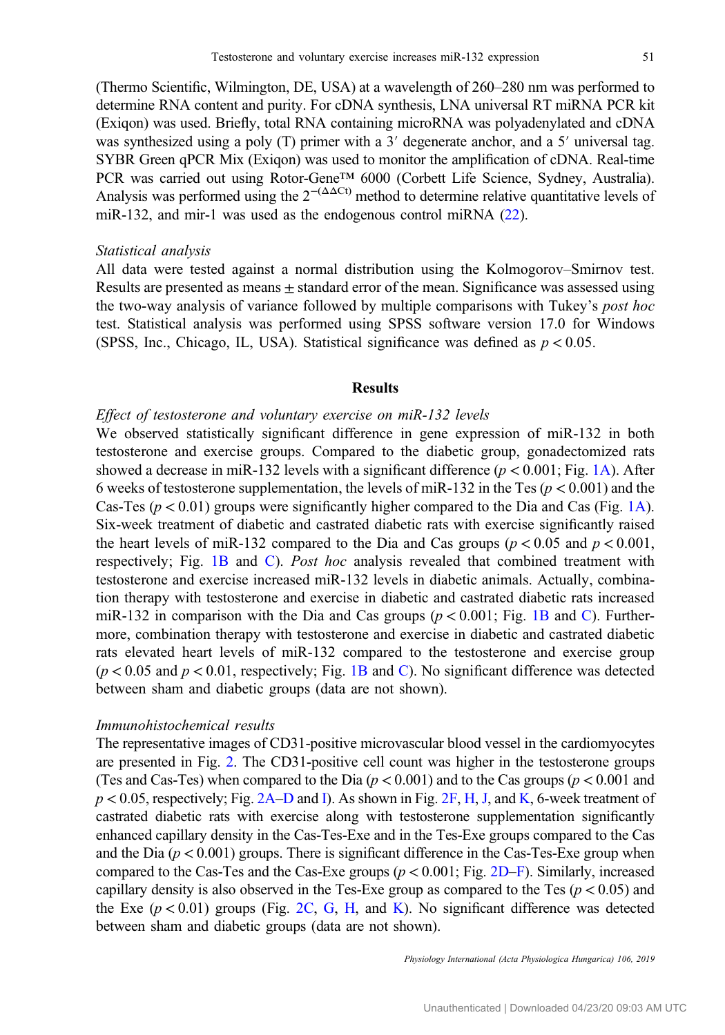(Thermo Scientific, Wilmington, DE, USA) at a wavelength of 260–280 nm was performed to determine RNA content and purity. For cDNA synthesis, LNA universal RT miRNA PCR kit (Exiqon) was used. Briefly, total RNA containing microRNA was polyadenylated and cDNA was synthesized using a poly (T) primer with a 3′ degenerate anchor, and a 5′ universal tag. SYBR Green qPCR Mix (Exiqon) was used to monitor the amplification of cDNA. Real-time PCR was carried out using Rotor-Gene™ 6000 (Corbett Life Science, Sydney, Australia). Analysis was performed using the $2^{-(\Delta\Delta Ct)}$ method to determine relative quantitative levels of miR-132, and mir-1 was used as the endogenous control miRNA (22).

### *Statistical analysis*

All data were tested against a normal distribution using the Kolmogorov–Smirnov test. Results are presented as means ± standard error of the mean. Significance was assessed using the two-way analysis of variance followed by multiple comparisons with Tukey's *post hoc* test. Statistical analysis was performed using SPSS software version 17.0 for Windows (SPSS, Inc., Chicago, IL, USA). Statistical significance was defined as $p < 0.05$.

## Results

### *Effect of testosterone and voluntary exercise on miR-132 levels*

We observed statistically significant difference in gene expression of miR-132 in both testosterone and exercise groups. Compared to the diabetic group, gonadectomized rats showed a decrease in miR-132 levels with a significant difference ($p < 0.001$; Fig. 1A). After 6 weeks of testosterone supplementation, the levels of miR-132 in the Tes ($p < 0.001$) and the Cas-Tes ($p < 0.01$) groups were significantly higher compared to the Dia and Cas (Fig. 1A). Six-week treatment of diabetic and castrated diabetic rats with exercise significantly raised the heart levels of miR-132 compared to the Dia and Cas groups ($p < 0.05$ and $p < 0.001$, respectively; Fig. 1B and C). *Post hoc* analysis revealed that combined treatment with testosterone and exercise increased miR-132 levels in diabetic animals. Actually, combination therapy with testosterone and exercise in diabetic and castrated diabetic rats increased miR-132 in comparison with the Dia and Cas groups ($p < 0.001$; Fig. 1B and C). Furthermore, combination therapy with testosterone and exercise in diabetic and castrated diabetic rats elevated heart levels of miR-132 compared to the testosterone and exercise group ($p < 0.05$ and $p < 0.01$, respectively; Fig. 1B and C). No significant difference was detected between sham and diabetic groups (data are not shown).

### *Immunohistochemical results*

The representative images of CD31-positive microvascular blood vessel in the cardiomyocytes are presented in Fig. 2. The CD31-positive cell count was higher in the testosterone groups (Tes and Cas-Tes) when compared to the Dia ($p < 0.001$) and to the Cas groups ($p < 0.001$ and $p < 0.05$, respectively; Fig. 2A–D and I). As shown in Fig. 2F, H, J, and K, 6-week treatment of castrated diabetic rats with exercise along with testosterone supplementation significantly enhanced capillary density in the Cas-Tes-Exe and in the Tes-Exe groups compared to the Cas and the Dia ($p < 0.001$) groups. There is significant difference in the Cas-Tes-Exe group when compared to the Cas-Tes and the Cas-Exe groups ($p < 0.001$; Fig. 2D–F). Similarly, increased capillary density is also observed in the Tes-Exe group as compared to the Tes ($p < 0.05$) and the Exe ($p < 0.01$) groups (Fig. 2C, G, H, and K). No significant difference was detected between sham and diabetic groups (data are not shown).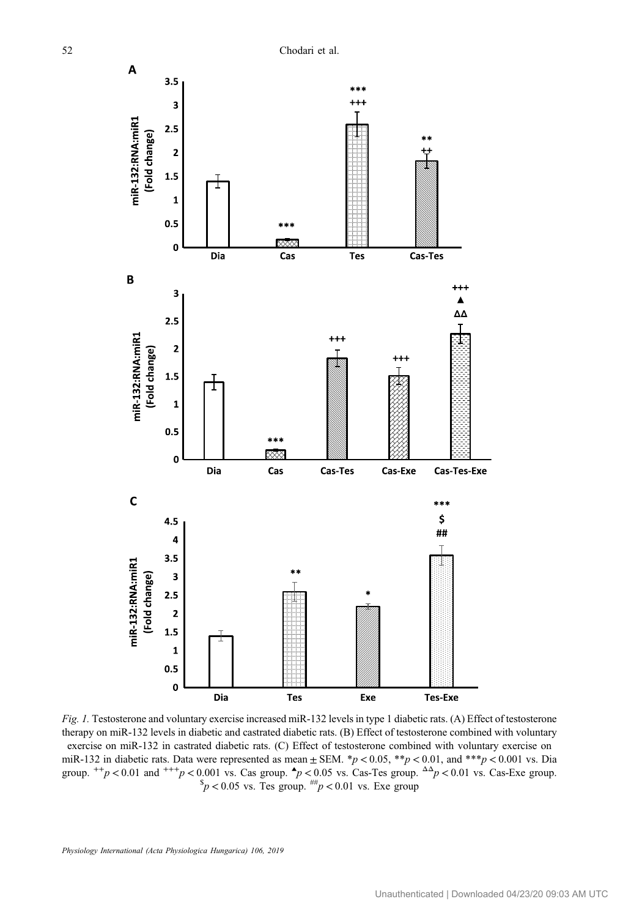*Fig. 1.* Testosterone and voluntary exercise increased miR-132 levels in type 1 diabetic rats. (A) Effect of testosterone therapy on miR-132 levels in diabetic and castrated diabetic rats. (B) Effect of testosterone combined with voluntary exercise on miR-132 in castrated diabetic rats. (C) Effect of testosterone combined with voluntary exercise on miR-132 in diabetic rats. Data were represented as mean ± SEM. $^{*}p < 0.05$, $^{**}p < 0.01$, and $^{***}p < 0.001$ vs. Dia group. $^{++}p < 0.01$ and $^{+++}p < 0.001$ vs. Cas group. $^{▲}p < 0.05$ vs. Cas-Tes group. $^{\Delta\Delta}p < 0.01$ vs. Cas-Exe group. $^{\$}p < 0.05$ vs. Tes group. $^{\#\#}p < 0.01$ vs. Exe group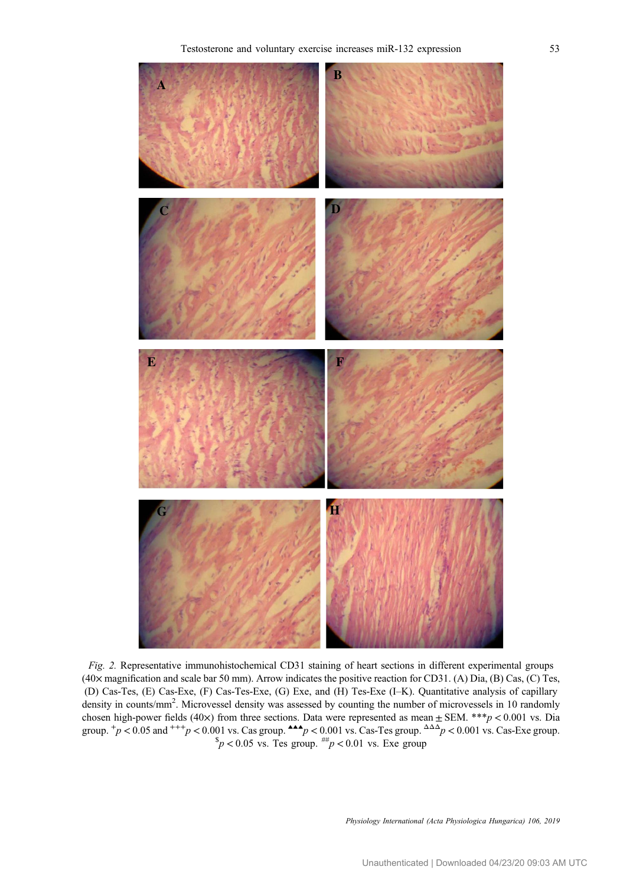*Fig. 2.* Representative immunohistochemical CD31 staining of heart sections in different experimental groups (40× magnification and scale bar 50 mm). Arrow indicates the positive reaction for CD31. (A) Dia, (B) Cas, (C) Tes, (D) Cas-Tes, (E) Cas-Exe, (F) Cas-Tes-Exe, (G) Exe, and (H) Tes-Exe (I–K). Quantitative analysis of capillary density in counts/mm$^2$. Microvessel density was assessed by counting the number of microvessels in 10 randomly chosen high-power fields (40×) from three sections. Data were represented as mean ± SEM. $^{***}p < 0.001$ vs. Dia group. $^{+}p < 0.05$ and $^{+++}p < 0.001$ vs. Cas group. $^{\blacktriangle\blacktriangle\blacktriangle}p < 0.001$ vs. Cas-Tes group. $^{\Delta\Delta\Delta}p < 0.001$ vs. Cas-Exe group. $^{\$}p < 0.05$ vs. Tes group. $^{\#\#}p < 0.01$ vs. Exe group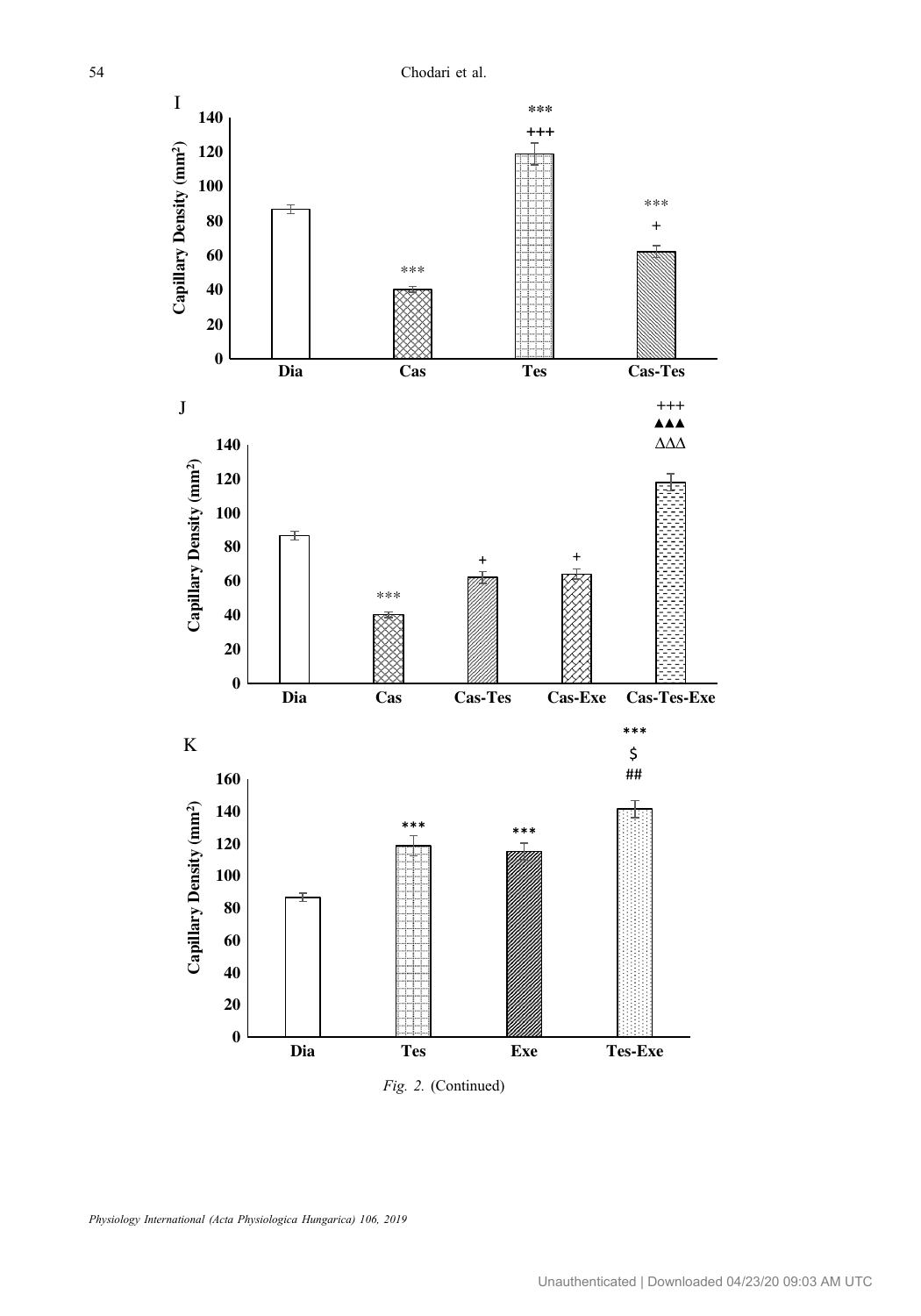*Fig. 2.* (Continued)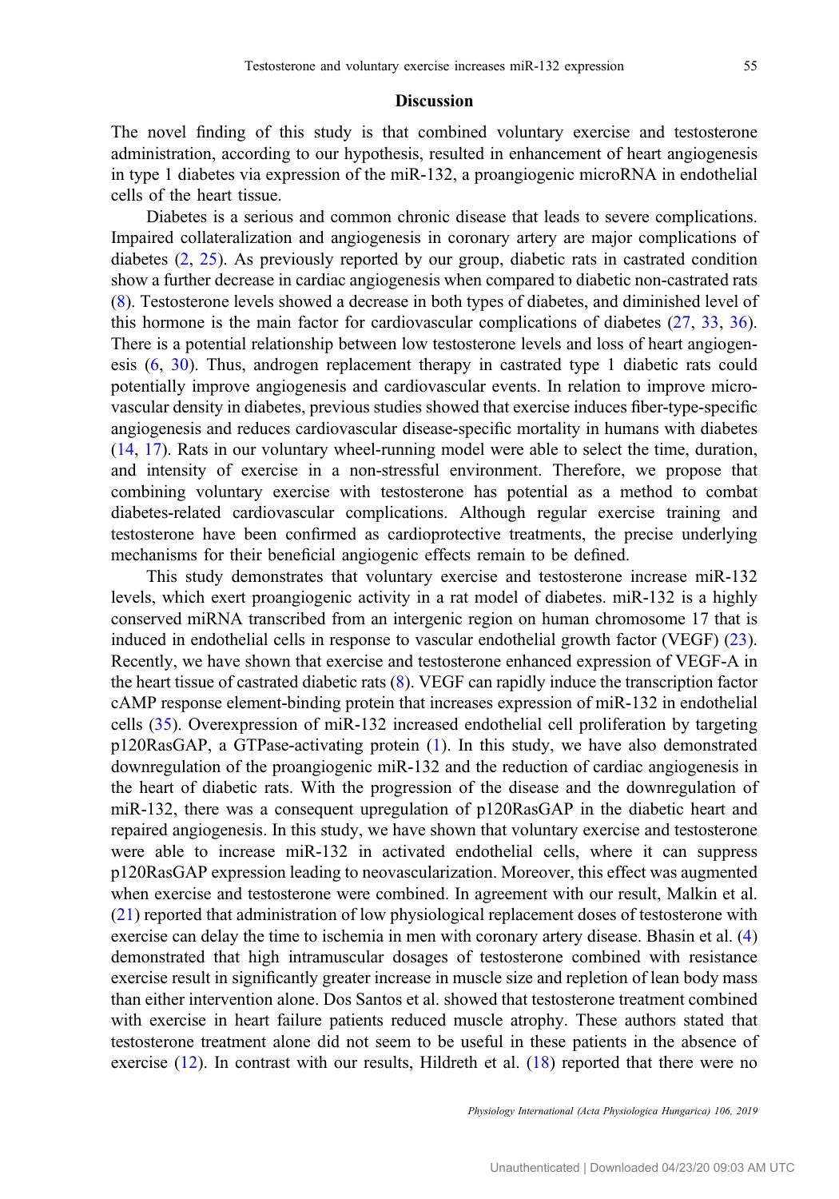## Discussion

The novel finding of this study is that combined voluntary exercise and testosterone administration, according to our hypothesis, resulted in enhancement of heart angiogenesis in type 1 diabetes via expression of the miR-132, a proangiogenic microRNA in endothelial cells of the heart tissue.

Diabetes is a serious and common chronic disease that leads to severe complications. Impaired collateralization and angiogenesis in coronary artery are major complications of diabetes (2, 25). As previously reported by our group, diabetic rats in castrated condition show a further decrease in cardiac angiogenesis when compared to diabetic non-castrated rats (8). Testosterone levels showed a decrease in both types of diabetes, and diminished level of this hormone is the main factor for cardiovascular complications of diabetes (27, 33, 36). There is a potential relationship between low testosterone levels and loss of heart angiogenesis (6, 30). Thus, androgen replacement therapy in castrated type 1 diabetic rats could potentially improve angiogenesis and cardiovascular events. In relation to improve microvascular density in diabetes, previous studies showed that exercise induces fiber-type-specific angiogenesis and reduces cardiovascular disease-specific mortality in humans with diabetes (14, 17). Rats in our voluntary wheel-running model were able to select the time, duration, and intensity of exercise in a non-stressful environment. Therefore, we propose that combining voluntary exercise with testosterone has potential as a method to combat diabetes-related cardiovascular complications. Although regular exercise training and testosterone have been confirmed as cardioprotective treatments, the precise underlying mechanisms for their beneficial angiogenic effects remain to be defined.

This study demonstrates that voluntary exercise and testosterone increase miR-132 levels, which exert proangiogenic activity in a rat model of diabetes. miR-132 is a highly conserved miRNA transcribed from an intergenic region on human chromosome 17 that is induced in endothelial cells in response to vascular endothelial growth factor (VEGF) (23). Recently, we have shown that exercise and testosterone enhanced expression of VEGF-A in the heart tissue of castrated diabetic rats (8). VEGF can rapidly induce the transcription factor cAMP response element-binding protein that increases expression of miR-132 in endothelial cells (35). Overexpression of miR-132 increased endothelial cell proliferation by targeting p120RasGAP, a GTPase-activating protein (1). In this study, we have also demonstrated downregulation of the proangiogenic miR-132 and the reduction of cardiac angiogenesis in the heart of diabetic rats. With the progression of the disease and the downregulation of miR-132, there was a consequent upregulation of p120RasGAP in the diabetic heart and repaired angiogenesis. In this study, we have shown that voluntary exercise and testosterone were able to increase miR-132 in activated endothelial cells, where it can suppress p120RasGAP expression leading to neovascularization. Moreover, this effect was augmented when exercise and testosterone were combined. In agreement with our result, Malkin et al. (21) reported that administration of low physiological replacement doses of testosterone with exercise can delay the time to ischemia in men with coronary artery disease. Bhasin et al. (4) demonstrated that high intramuscular dosages of testosterone combined with resistance exercise result in significantly greater increase in muscle size and repletion of lean body mass than either intervention alone. Dos Santos et al. showed that testosterone treatment combined with exercise in heart failure patients reduced muscle atrophy. These authors stated that testosterone treatment alone did not seem to be useful in these patients in the absence of exercise (12). In contrast with our results, Hildreth et al. (18) reported that there were no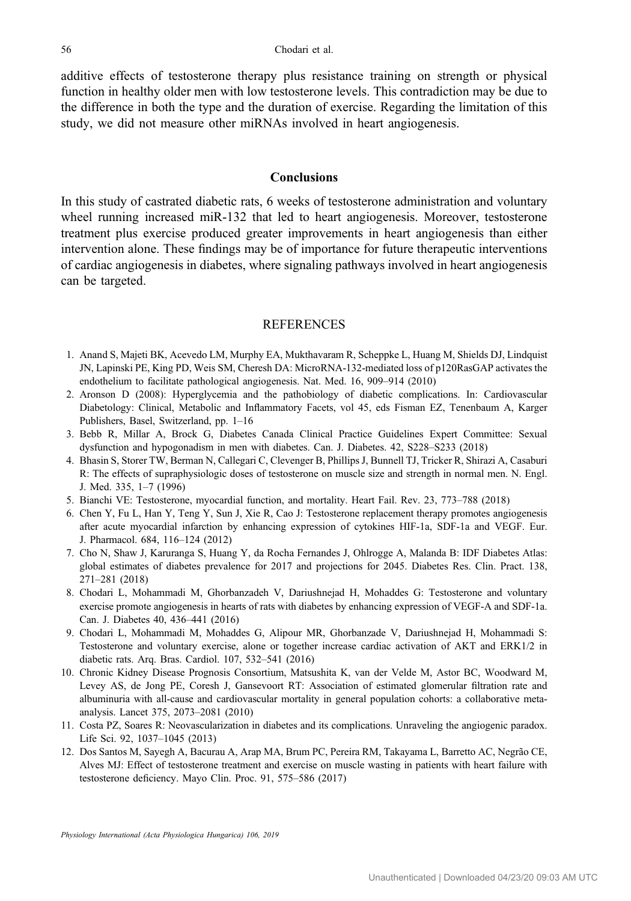additive effects of testosterone therapy plus resistance training on strength or physical function in healthy older men with low testosterone levels. This contradiction may be due to the difference in both the type and the duration of exercise. Regarding the limitation of this study, we did not measure other miRNAs involved in heart angiogenesis.

## Conclusions

In this study of castrated diabetic rats, 6 weeks of testosterone administration and voluntary wheel running increased miR-132 that led to heart angiogenesis. Moreover, testosterone treatment plus exercise produced greater improvements in heart angiogenesis than either intervention alone. These findings may be of importance for future therapeutic interventions of cardiac angiogenesis in diabetes, where signaling pathways involved in heart angiogenesis can be targeted.

## REFERENCES

1. Anand S, Majeti BK, Acevedo LM, Murphy EA, Mukthavaram R, Scheppke L, Huang M, Shields DJ, Lindquist JN, Lapinski PE, King PD, Weis SM, Cheresh DA: MicroRNA-132-mediated loss of p120RasGAP activates the endothelium to facilitate pathological angiogenesis. Nat. Med. 16, 909–914 (2010)
2. Aronson D (2008): Hyperglycemia and the pathobiology of diabetic complications. In: Cardiovascular Diabetology: Clinical, Metabolic and Inflammatory Facets, vol 45, eds Fisman EZ, Tenenbaum A, Karger Publishers, Basel, Switzerland, pp. 1–16
3. Bebb R, Millar A, Brock G, Diabetes Canada Clinical Practice Guidelines Expert Committee: Sexual dysfunction and hypogonadism in men with diabetes. Can. J. Diabetes. 42, S228–S233 (2018)
4. Bhasin S, Storer TW, Berman N, Callegari C, Clevenger B, Phillips J, Bunnell TJ, Tricker R, Shirazi A, Casaburi R: The effects of supraphysiologic doses of testosterone on muscle size and strength in normal men. N. Engl. J. Med. 335, 1–7 (1996)
5. Bianchi VE: Testosterone, myocardial function, and mortality. Heart Fail. Rev. 23, 773–788 (2018)
6. Chen Y, Fu L, Han Y, Teng Y, Sun J, Xie R, Cao J: Testosterone replacement therapy promotes angiogenesis after acute myocardial infarction by enhancing expression of cytokines HIF-1a, SDF-1a and VEGF. Eur. J. Pharmacol. 684, 116–124 (2012)
7. Cho N, Shaw J, Karuranga S, Huang Y, da Rocha Fernandes J, Ohlrogge A, Malanda B: IDF Diabetes Atlas: global estimates of diabetes prevalence for 2017 and projections for 2045. Diabetes Res. Clin. Pract. 138, 271–281 (2018)
8. Chodari L, Mohammadi M, Ghorbanzadeh V, Dariushnejad H, Mohaddes G: Testosterone and voluntary exercise promote angiogenesis in hearts of rats with diabetes by enhancing expression of VEGF-A and SDF-1a. Can. J. Diabetes 40, 436–441 (2016)
9. Chodari L, Mohammadi M, Mohaddes G, Alipour MR, Ghorbanzade V, Dariushnejad H, Mohammadi S: Testosterone and voluntary exercise, alone or together increase cardiac activation of AKT and ERK1/2 in diabetic rats. Arq. Bras. Cardiol. 107, 532–541 (2016)
10. Chronic Kidney Disease Prognosis Consortium, Matsushita K, van der Velde M, Astor BC, Woodward M, Levey AS, de Jong PE, Coresh J, Gansevoort RT: Association of estimated glomerular filtration rate and albuminuria with all-cause and cardiovascular mortality in general population cohorts: a collaborative meta-analysis. Lancet 375, 2073–2081 (2010)
11. Costa PZ, Soares R: Neovascularization in diabetes and its complications. Unraveling the angiogenic paradox. Life Sci. 92, 1037–1045 (2013)
12. Dos Santos M, Sayegh A, Bacurau A, Arap MA, Brum PC, Pereira RM, Takayama L, Barretto AC, Negrão CE, Alves MJ: Effect of testosterone treatment and exercise on muscle wasting in patients with heart failure with testosterone deficiency. Mayo Clin. Proc. 91, 575–586 (2017)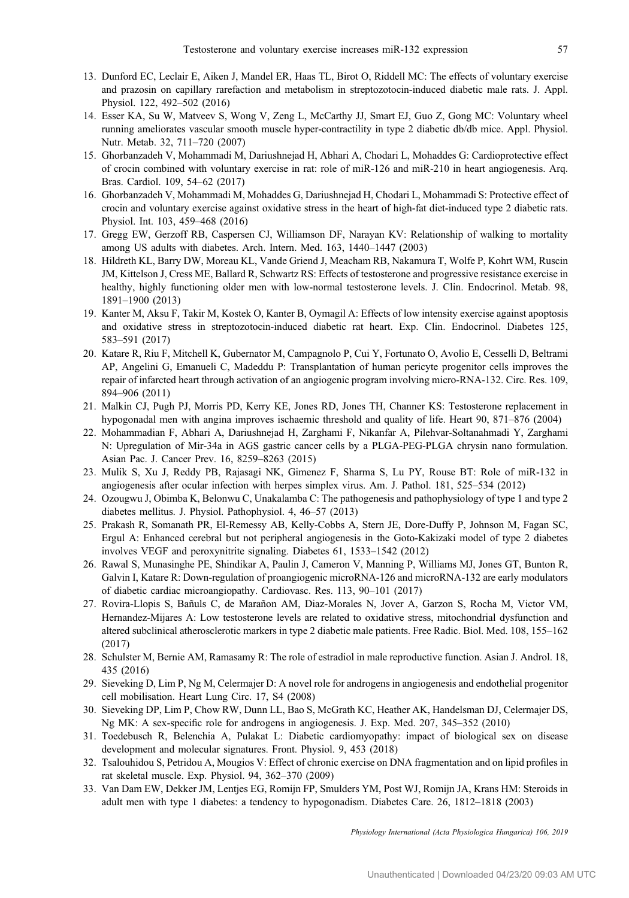13. Dunford EC, Leclair E, Aiken J, Mandel ER, Haas TL, Birot O, Riddell MC: The effects of voluntary exercise and prazosin on capillary rarefaction and metabolism in streptozotocin-induced diabetic male rats. J. Appl. Physiol. 122, 492–502 (2016)
14. Esser KA, Su W, Matveev S, Wong V, Zeng L, McCarthy JJ, Smart EJ, Guo Z, Gong MC: Voluntary wheel running ameliorates vascular smooth muscle hyper-contractility in type 2 diabetic db/db mice. Appl. Physiol. Nutr. Metab. 32, 711–720 (2007)
15. Ghorbanzadeh V, Mohammadi M, Dariushnejad H, Abhari A, Chodari L, Mohaddes G: Cardioprotective effect of crocin combined with voluntary exercise in rat: role of miR-126 and miR-210 in heart angiogenesis. Arq. Bras. Cardiol. 109, 54–62 (2017)
16. Ghorbanzadeh V, Mohammadi M, Mohaddes G, Dariushnejad H, Chodari L, Mohammadi S: Protective effect of crocin and voluntary exercise against oxidative stress in the heart of high-fat diet-induced type 2 diabetic rats. Physiol. Int. 103, 459–468 (2016)
17. Gregg EW, Gerzoff RB, Caspersen CJ, Williamson DF, Narayan KV: Relationship of walking to mortality among US adults with diabetes. Arch. Intern. Med. 163, 1440–1447 (2003)
18. Hildreth KL, Barry DW, Moreau KL, Vande Griend J, Meacham RB, Nakamura T, Wolfe P, Kohrt WM, Ruscin JM, Kittelson J, Cress ME, Ballard R, Schwartz RS: Effects of testosterone and progressive resistance exercise in healthy, highly functioning older men with low-normal testosterone levels. J. Clin. Endocrinol. Metab. 98, 1891–1900 (2013)
19. Kanter M, Aksu F, Takir M, Kostek O, Kanter B, Oymagil A: Effects of low intensity exercise against apoptosis and oxidative stress in streptozotocin-induced diabetic rat heart. Exp. Clin. Endocrinol. Diabetes 125, 583–591 (2017)
20. Katare R, Riu F, Mitchell K, Gubernator M, Campagnolo P, Cui Y, Fortunato O, Avolio E, Cesselli D, Beltrami AP, Angelini G, Emanueli C, Madeddu P: Transplantation of human pericyte progenitor cells improves the repair of infarcted heart through activation of an angiogenic program involving micro-RNA-132. Circ. Res. 109, 894–906 (2011)
21. Malkin CJ, Pugh PJ, Morris PD, Kerry KE, Jones RD, Jones TH, Channer KS: Testosterone replacement in hypogonadal men with angina improves ischaemic threshold and quality of life. Heart 90, 871–876 (2004)
22. Mohammadian F, Abhari A, Dariushnejad H, Zarghami F, Nikanfar A, Pilehvar-Soltanahmadi Y, Zarghami N: Upregulation of Mir-34a in AGS gastric cancer cells by a PLGA-PEG-PLGA chrysin nano formulation. Asian Pac. J. Cancer Prev. 16, 8259–8263 (2015)
23. Mulik S, Xu J, Reddy PB, Rajasagi NK, Gimenez F, Sharma S, Lu PY, Rouse BT: Role of miR-132 in angiogenesis after ocular infection with herpes simplex virus. Am. J. Pathol. 181, 525–534 (2012)
24. Ozougwu J, Obimba K, Belonwu C, Unakalamba C: The pathogenesis and pathophysiology of type 1 and type 2 diabetes mellitus. J. Physiol. Pathophysiol. 4, 46–57 (2013)
25. Prakash R, Somanath PR, El-Remessy AB, Kelly-Cobbs A, Stern JE, Dore-Duffy P, Johnson M, Fagan SC, Ergul A: Enhanced cerebral but not peripheral angiogenesis in the Goto-Kakizaki model of type 2 diabetes involves VEGF and peroxynitrite signaling. Diabetes 61, 1533–1542 (2012)
26. Rawal S, Munasinghe PE, Shindikar A, Paulin J, Cameron V, Manning P, Williams MJ, Jones GT, Bunton R, Galvin I, Katare R: Down-regulation of proangiogenic microRNA-126 and microRNA-132 are early modulators of diabetic cardiac microangiopathy. Cardiovasc. Res. 113, 90–101 (2017)
27. Rovira-Llopis S, Bañuls C, de Marañon AM, Diaz-Morales N, Jover A, Garzon S, Rocha M, Victor VM, Hernandez-Mijares A: Low testosterone levels are related to oxidative stress, mitochondrial dysfunction and altered subclinical atherosclerotic markers in type 2 diabetic male patients. Free Radic. Biol. Med. 108, 155–162 (2017)
28. Schulster M, Bernie AM, Ramasamy R: The role of estradiol in male reproductive function. Asian J. Androl. 18, 435 (2016)
29. Sieveking D, Lim P, Ng M, Celermajer D: A novel role for androgens in angiogenesis and endothelial progenitor cell mobilisation. Heart Lung Circ. 17, S4 (2008)
30. Sieveking DP, Lim P, Chow RW, Dunn LL, Bao S, McGrath KC, Heather AK, Handelsman DJ, Celermajer DS, Ng MK: A sex-specific role for androgens in angiogenesis. J. Exp. Med. 207, 345–352 (2010)
31. Toedebusch R, Belenchia A, Pulakat L: Diabetic cardiomyopathy: impact of biological sex on disease development and molecular signatures. Front. Physiol. 9, 453 (2018)
32. Tsalouhidou S, Petridou A, Mougios V: Effect of chronic exercise on DNA fragmentation and on lipid profiles in rat skeletal muscle. Exp. Physiol. 94, 362–370 (2009)
33. Van Dam EW, Dekker JM, Lentjes EG, Romijn FP, Smulders YM, Post WJ, Romijn JA, Krans HM: Steroids in adult men with type 1 diabetes: a tendency to hypogonadism. Diabetes Care. 26, 1812–1818 (2003)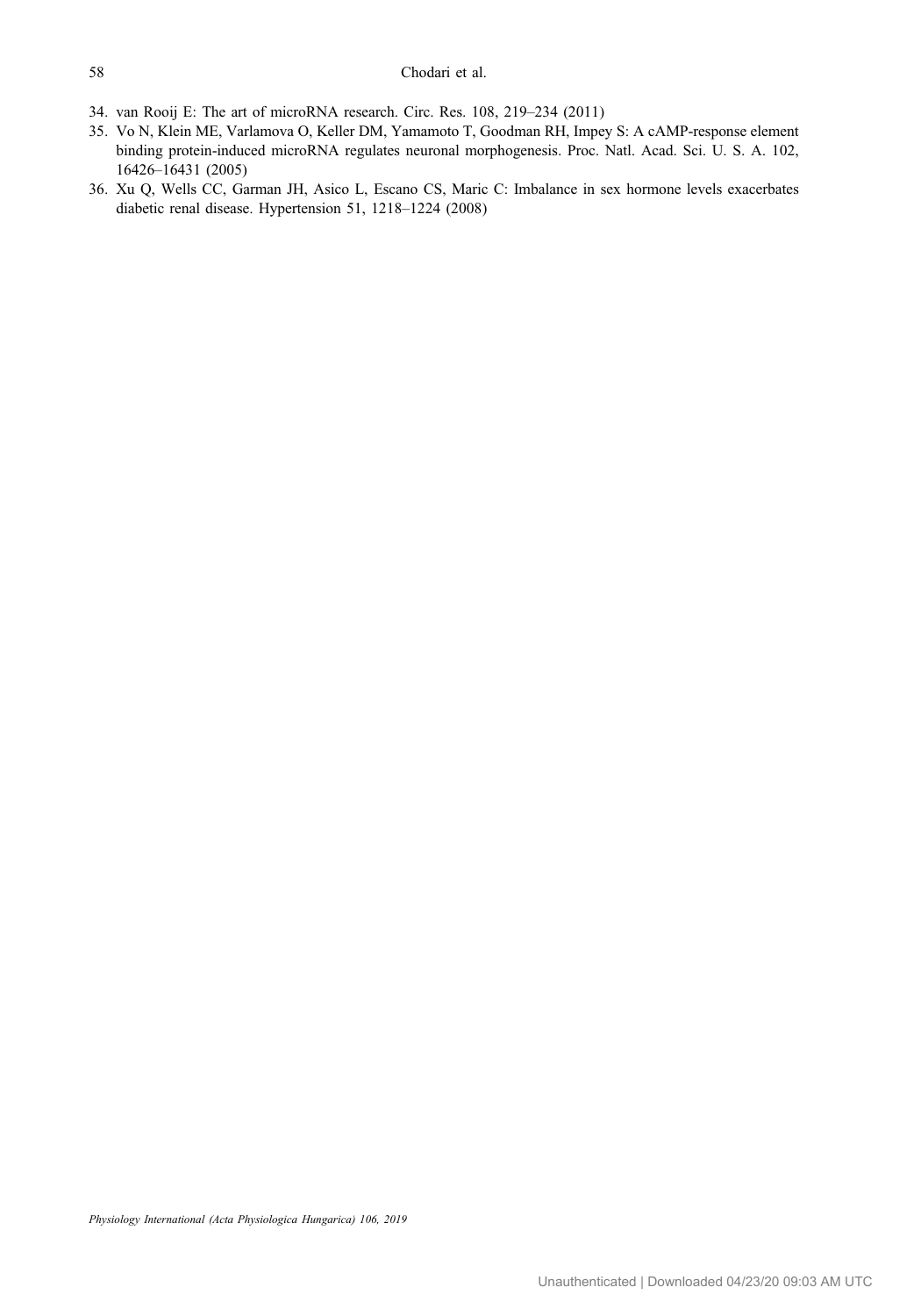34. van Rooij E: The art of microRNA research. Circ. Res. 108, 219–234 (2011)
35. Vo N, Klein ME, Varlamova O, Keller DM, Yamamoto T, Goodman RH, Impey S: A cAMP-response element binding protein-induced microRNA regulates neuronal morphogenesis. Proc. Natl. Acad. Sci. U. S. A. 102, 16426–16431 (2005)
36. Xu Q, Wells CC, Garman JH, Asico L, Escano CS, Maric C: Imbalance in sex hormone levels exacerbates diabetic renal disease. Hypertension 51, 1218–1224 (2008)